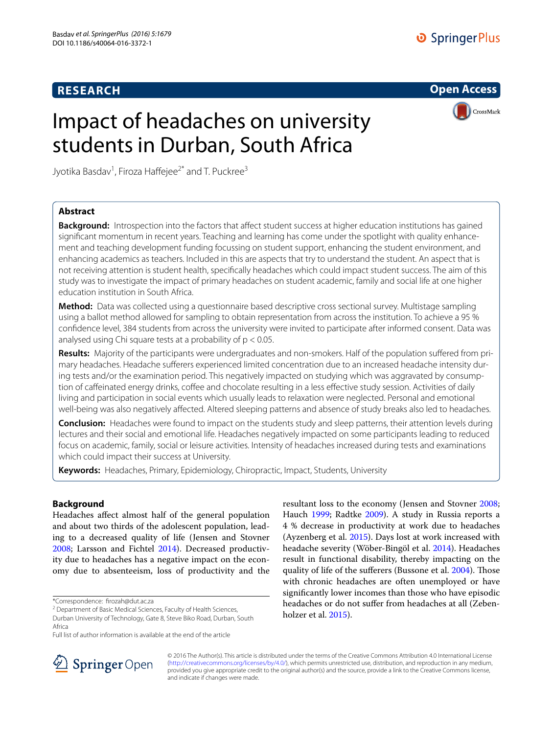**RESEARCH** **Open Access**

# Impact of headaches on university students in Durban, South Africa

Jyotika Basdav[1], Firoza Haffejee[2*] and T. Puckree[3]

## Abstract

**Background:** Introspection into the factors that affect student success at higher education institutions has gained significant momentum in recent years. Teaching and learning has come under the spotlight with quality enhancement and teaching development funding focussing on student support, enhancing the student environment, and enhancing academics as teachers. Included in this are aspects that try to understand the student. An aspect that is not receiving attention is student health, specifically headaches which could impact student success. The aim of this study was to investigate the impact of primary headaches on student academic, family and social life at one higher education institution in South Africa.

**Method:** Data was collected using a questionnaire based descriptive cross sectional survey. Multistage sampling using a ballot method allowed for sampling to obtain representation from across the institution. To achieve a 95 % confidence level, 384 students from across the university were invited to participate after informed consent. Data was analysed using Chi square tests at a probability of $p < 0.05$.

**Results:** Majority of the participants were undergraduates and non-smokers. Half of the population suffered from primary headaches. Headache sufferers experienced limited concentration due to an increased headache intensity during tests and/or the examination period. This negatively impacted on studying which was aggravated by consumption of caffeinated energy drinks, coffee and chocolate resulting in a less effective study session. Activities of daily living and participation in social events which usually leads to relaxation were neglected. Personal and emotional well-being was also negatively affected. Altered sleeping patterns and absence of study breaks also led to headaches.

**Conclusion:** Headaches were found to impact on the students study and sleep patterns, their attention levels during lectures and their social and emotional life. Headaches negatively impacted on some participants leading to reduced focus on academic, family, social or leisure activities. Intensity of headaches increased during tests and examinations which could impact their success at University.

**Keywords:** Headaches, Primary, Epidemiology, Chiropractic, Impact, Students, University

## Background

Headaches affect almost half of the general population and about two thirds of the adolescent population, leading to a decreased quality of life (Jensen and Stovner 2008; Larsson and Fichtel 2014). Decreased productivity due to headaches has a negative impact on the economy due to absenteeism, loss of productivity and the resultant loss to the economy (Jensen and Stovner 2008; Hauch 1999; Radtke 2009). A study in Russia reports a 4 % decrease in productivity at work due to headaches (Ayzenberg et al. 2015). Days lost at work increased with headache severity (Wöber-Bingöl et al. 2014). Headaches result in functional disability, thereby impacting on the quality of life of the sufferers (Bussone et al. 2004). Those with chronic headaches are often unemployed or have significantly lower incomes than those who have episodic headaches or do not suffer from headaches at all (Zebenholzer et al. 2015).

*Correspondence: firozah@dut.ac.za
[2] Department of Basic Medical Sciences, Faculty of Health Sciences, Durban University of Technology, Gate 8, Steve Biko Road, Durban, South Africa
Full list of author information is available at the end of the article

© 2016 The Author(s). This article is distributed under the terms of the Creative Commons Attribution 4.0 International License (http://creativecommons.org/licenses/by/4.0/), which permits unrestricted use, distribution, and reproduction in any medium, provided you give appropriate credit to the original author(s) and the source, provide a link to the Creative Commons license, and indicate if changes were made.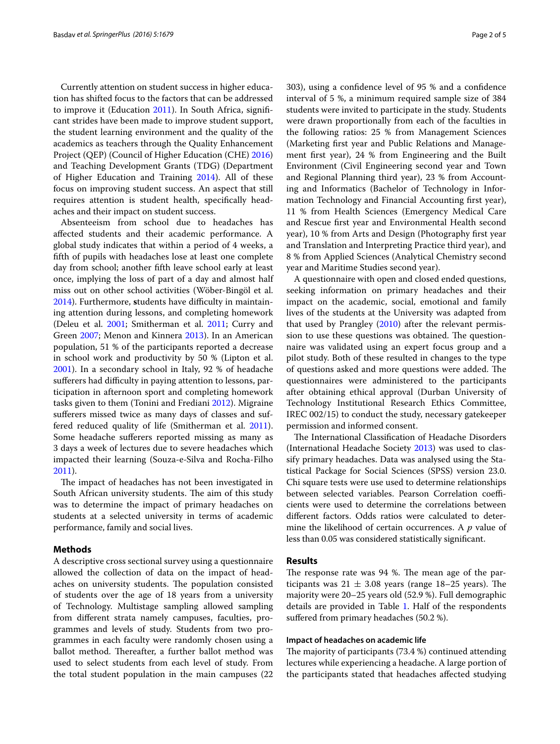Currently attention on student success in higher education has shifted focus to the factors that can be addressed to improve it (Education 2011). In South Africa, significant strides have been made to improve student support, the student learning environment and the quality of the academics as teachers through the Quality Enhancement Project (QEP) (Council of Higher Education (CHE) 2016) and Teaching Development Grants (TDG) (Department of Higher Education and Training 2014). All of these focus on improving student success. An aspect that still requires attention is student health, specifically headaches and their impact on student success.

Absenteeism from school due to headaches has affected students and their academic performance. A global study indicates that within a period of 4 weeks, a fifth of pupils with headaches lose at least one complete day from school; another fifth leave school early at least once, implying the loss of part of a day and almost half miss out on other school activities (Wöber-Bingöl et al. 2014). Furthermore, **s**tudents have difficulty in maintaining attention during lessons, and completing homework (Deleu et al. 2001; Smitherman et al. 2011; Curry and Green 2007; Menon and Kinnera 2013). In an American population, 51 % of the participants reported a decrease in school work and productivity by 50 % (Lipton et al. 2001). In a secondary school in Italy, 92 % of headache sufferers had difficulty in paying attention to lessons, participation in afternoon sport and completing homework tasks given to them (Tonini and Frediani 2012). Migraine sufferers missed twice as many days of classes and suffered reduced quality of life (Smitherman et al. 2011). Some headache sufferers reported missing as many as 3 days a week of lectures due to severe headaches which impacted their learning (Souza-e-Silva and Rocha-Filho 2011).

The impact of headaches has not been investigated in South African university students. The aim of this study was to determine the impact of primary headaches on students at a selected university in terms of academic performance, family and social lives.

## Methods

A descriptive cross sectional survey using a questionnaire allowed the collection of data on the impact of headaches on university students. The population consisted of students over the age of 18 years from a university of Technology. Multistage sampling allowed sampling from different strata namely campuses, faculties, programmes and levels of study. Students from two programmes in each faculty were randomly chosen using a ballot method. Thereafter, a further ballot method was used to select students from each level of study. From the total student population in the main campuses (22 303), using a confidence level of 95 % and a confidence interval of 5 %, a minimum required sample size of 384 students were invited to participate in the study. Students were drawn proportionally from each of the faculties in the following ratios: 25 % from Management Sciences (Marketing first year and Public Relations and Management first year), 24 % from Engineering and the Built Environment (Civil Engineering second year and Town and Regional Planning third year), 23 % from Accounting and Informatics (Bachelor of Technology in Information Technology and Financial Accounting first year), 11 % from Health Sciences (Emergency Medical Care and Rescue first year and Environmental Health second year), 10 % from Arts and Design (Photography first year and Translation and Interpreting Practice third year), and 8 % from Applied Sciences (Analytical Chemistry second year and Maritime Studies second year).

A questionnaire with open and closed ended questions, seeking information on primary headaches and their impact on the academic, social, emotional and family lives of the students at the University was adapted from that used by Prangley (2010) after the relevant permission to use these questions was obtained. The questionnaire was validated using an expert focus group and a pilot study. Both of these resulted in changes to the type of questions asked and more questions were added. The questionnaires were administered to the participants after obtaining ethical approval (Durban University of Technology Institutional Research Ethics Committee, IREC 002/15) to conduct the study, necessary gatekeeper permission and informed consent.

The International Classification of Headache Disorders (International Headache Society 2013) was used to classify primary headaches. Data was analysed using the Statistical Package for Social Sciences (SPSS) version 23.0. Chi square tests were use used to determine relationships between selected variables. Pearson Correlation coefficients were used to determine the correlations between different factors. Odds ratios were calculated to determine the likelihood of certain occurrences. A *p* value of less than 0.05 was considered statistically significant.

## Results

The response rate was 94 %. The mean age of the participants was 21 $\pm$ 3.08 years (range 18–25 years). The majority were 20–25 years old (52.9 %). Full demographic details are provided in Table 1. Half of the respondents suffered from primary headaches (50.2 %).

### Impact of headaches on academic life

The majority of participants (73.4 %) continued attending lectures while experiencing a headache. A large portion of the participants stated that headaches affected studying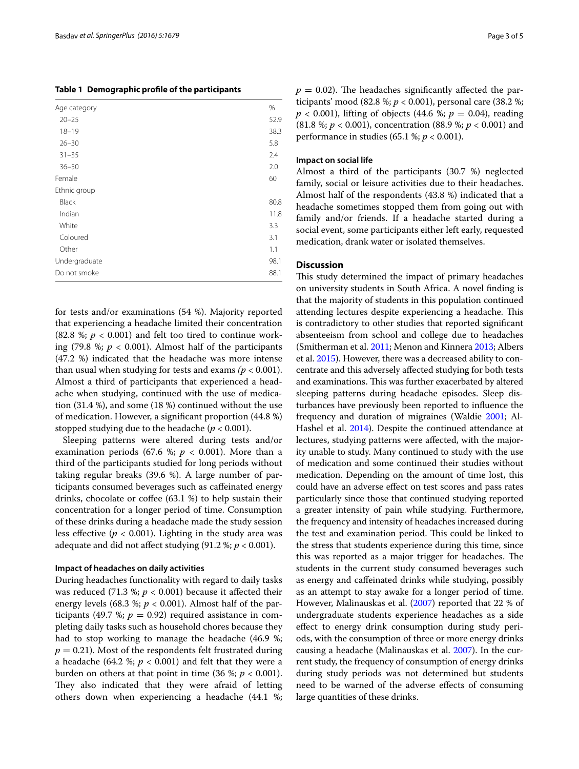**Table 1 Demographic profile of the participants**

| | |
|---|---|
| Age category | % |
| 20–25 | 52.9 |
| 18–19 | 38.3 |
| 26–30 | 5.8 |
| 31–35 | 2.4 |
| 36–50 | 2.0 |
| Female | 60 |
| Ethnic group | |
| Black | 80.8 |
| Indian | 11.8 |
| White | 3.3 |
| Coloured | 3.1 |
| Other | 1.1 |
| Undergraduate | 98.1 |
| Do not smoke | 88.1 |

for tests and/or examinations (54 %). Majority reported that experiencing a headache limited their concentration (82.8 %; $p < 0.001$) and felt too tired to continue working (79.8 %; $p < 0.001$). Almost half of the participants (47.2 %) indicated that the headache was more intense than usual when studying for tests and exams ($p < 0.001$). Almost a third of participants that experienced a headache when studying, continued with the use of medication (31.4 %), and some (18 %) continued without the use of medication. However, a significant proportion (44.8 %) stopped studying due to the headache ($p < 0.001$).

Sleeping patterns were altered during tests and/or examination periods (67.6 %; $p < 0.001$). More than a third of the participants studied for long periods without taking regular breaks (39.6 %). A large number of participants consumed beverages such as caffeinated energy drinks, chocolate or coffee (63.1 %) to help sustain their concentration for a longer period of time. Consumption of these drinks during a headache made the study session less effective ($p < 0.001$). Lighting in the study area was adequate and did not affect studying (91.2 %; $p < 0.001$).

#### Impact of headaches on daily activities

During headaches functionality with regard to daily tasks was reduced (71.3 %; $p < 0.001$) because it affected their energy levels (68.3 %; $p < 0.001$). Almost half of the participants (49.7 %; $p = 0.92$) required assistance in completing daily tasks such as household chores because they had to stop working to manage the headache (46.9 %; $p = 0.21$). Most of the respondents felt frustrated during a headache (64.2 %; $p < 0.001$) and felt that they were a burden on others at that point in time (36 %; $p < 0.001$). They also indicated that they were afraid of letting others down when experiencing a headache (44.1 %; $p = 0.02$). The headaches significantly affected the participants' mood (82.8 %; $p < 0.001$), personal care (38.2 %; $p < 0.001$), lifting of objects (44.6 %; $p = 0.04$), reading (81.8 %; $p < 0.001$), concentration (88.9 %; $p < 0.001$) and performance in studies (65.1 %; $p < 0.001$).

#### Impact on social life

Almost a third of the participants (30.7 %) neglected family, social or leisure activities due to their headaches. Almost half of the respondents (43.8 %) indicated that a headache sometimes stopped them from going out with family and/or friends. If a headache started during a social event, some participants either left early, requested medication, drank water or isolated themselves.

## Discussion

This study determined the impact of primary headaches on university students in South Africa. A novel finding is that the majority of students in this population continued attending lectures despite experiencing a headache. This is contradictory to other studies that reported significant absenteeism from school and college due to headaches (Smitherman et al. 2011; Menon and Kinnera 2013; Albers et al. 2015). However, there was a decreased ability to concentrate and this adversely affected studying for both tests and examinations. This was further exacerbated by altered sleeping patterns during headache episodes. Sleep disturbances have previously been reported to influence the frequency and duration of migraines (Waldie 2001; Al-Hashel et al. 2014). Despite the continued attendance at lectures, studying patterns were affected, with the majority unable to study. Many continued to study with the use of medication and some continued their studies without medication. Depending on the amount of time lost, this could have an adverse effect on test scores and pass rates particularly since those that continued studying reported a greater intensity of pain while studying. Furthermore, the frequency and intensity of headaches increased during the test and examination period. This could be linked to the stress that students experience during this time, since this was reported as a major trigger for headaches. The students in the current study consumed beverages such as energy and caffeinated drinks while studying, possibly as an attempt to stay awake for a longer period of time. However, Malinauskas et al. (2007) reported that 22 % of undergraduate students experience headaches as a side effect to energy drink consumption during study periods, with the consumption of three or more energy drinks causing a headache (Malinauskas et al. 2007). In the current study, the frequency of consumption of energy drinks during study periods was not determined but students need to be warned of the adverse effects of consuming large quantities of these drinks.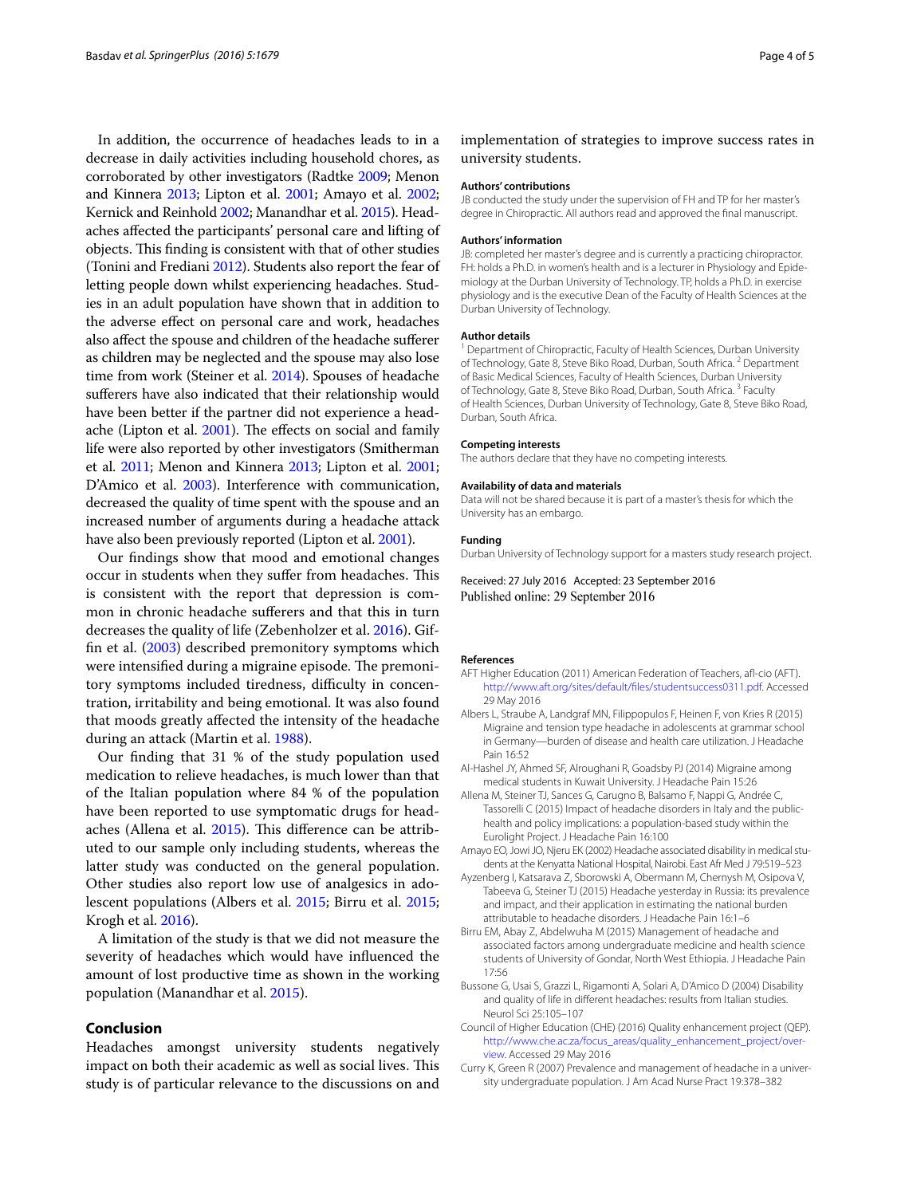In addition, the occurrence of headaches leads to in a decrease in daily activities including household chores, as corroborated by other investigators (Radtke 2009; Menon and Kinnera 2013; Lipton et al. 2001; Amayo et al. 2002; Kernick and Reinhold 2002; Manandhar et al. 2015). Headaches affected the participants' personal care and lifting of objects. This finding is consistent with that of other studies (Tonini and Frediani 2012). Students also report the fear of letting people down whilst experiencing headaches. Studies in an adult population have shown that in addition to the adverse effect on personal care and work, headaches also affect the spouse and children of the headache sufferer as children may be neglected and the spouse may also lose time from work (Steiner et al. 2014). Spouses of headache sufferers have also indicated that their relationship would have been better if the partner did not experience a headache (Lipton et al. 2001). The effects on social and family life were also reported by other investigators (Smitherman et al. 2011; Menon and Kinnera 2013; Lipton et al. 2001; D'Amico et al. 2003). Interference with communication, decreased the quality of time spent with the spouse and an increased number of arguments during a headache attack have also been previously reported (Lipton et al. 2001).

Our findings show that mood and emotional changes occur in students when they suffer from headaches. This is consistent with the report that depression is common in chronic headache sufferers and that this in turn decreases the quality of life (Zebenholzer et al. 2016). Giffin et al. (2003) described premonitory symptoms which were intensified during a migraine episode. The premonitory symptoms included tiredness, difficulty in concentration, irritability and being emotional. It was also found that moods greatly affected the intensity of the headache during an attack (Martin et al. 1988).

Our finding that 31 % of the study population used medication to relieve headaches, is much lower than that of the Italian population where 84 % of the population have been reported to use symptomatic drugs for headaches (Allena et al. 2015). This difference can be attributed to our sample only including students, whereas the latter study was conducted on the general population. Other studies also report low use of analgesics in adolescent populations (Albers et al. 2015; Birru et al. 2015; Krogh et al. 2016).

A limitation of the study is that we did not measure the severity of headaches which would have influenced the amount of lost productive time as shown in the working population (Manandhar et al. 2015).

## Conclusion

Headaches amongst university students negatively impact on both their academic as well as social lives. This study is of particular relevance to the discussions on and implementation of strategies to improve success rates in university students.

#### Authors' contributions

JB conducted the study under the supervision of FH and TP for her master's degree in Chiropractic. All authors read and approved the final manuscript.

#### Authors' information

JB: completed her master's degree and is currently a practicing chiropractor. FH: holds a Ph.D. in women's health and is a lecturer in Physiology and Epidemiology at the Durban University of Technology. TP, holds a Ph.D. in exercise physiology and is the executive Dean of the Faculty of Health Sciences at the Durban University of Technology.

#### Author details

[1] Department of Chiropractic, Faculty of Health Sciences, Durban University of Technology, Gate 8, Steve Biko Road, Durban, South Africa. [2] Department of Basic Medical Sciences, Faculty of Health Sciences, Durban University of Technology, Gate 8, Steve Biko Road, Durban, South Africa. [3] Faculty of Health Sciences, Durban University of Technology, Gate 8, Steve Biko Road, Durban, South Africa.

#### Competing interests

The authors declare that they have no competing interests.

#### Availability of data and materials

Data will not be shared because it is part of a master's thesis for which the University has an embargo.

#### Funding

Durban University of Technology support for a masters study research project.

Received: 27 July 2016 Accepted: 23 September 2016
Published online: 29 September 2016

#### References

- AFT Higher Education (2011) American Federation of Teachers, afl-cio (AFT). http://www.aft.org/sites/default/files/studentsuccess0311.pdf. Accessed 29 May 2016
- Albers L, Straube A, Landgraf MN, Filippopulos F, Heinen F, von Kries R (2015) Migraine and tension type headache in adolescents at grammar school in Germany—burden of disease and health care utilization. J Headache Pain 16:52
- Al-Hashel JY, Ahmed SF, Alroughani R, Goadsby PJ (2014) Migraine among medical students in Kuwait University. J Headache Pain 15:26
- Allena M, Steiner TJ, Sances G, Carugno B, Balsamo F, Nappi G, Andrée C, Tassorelli C (2015) Impact of headache disorders in Italy and the public-health and policy implications: a population-based study within the Eurolight Project. J Headache Pain 16:100
- Amayo EO, Jowi JO, Njeru EK (2002) Headache associated disability in medical students at the Kenyatta National Hospital, Nairobi. East Afr Med J 79:519–523
- Ayzenberg I, Katsarava Z, Sborowski A, Obermann M, Chernysh M, Osipova V, Tabeeva G, Steiner TJ (2015) Headache yesterday in Russia: its prevalence and impact, and their application in estimating the national burden attributable to headache disorders. J Headache Pain 16:1–6
- Birru EM, Abay Z, Abdelwuha M (2015) Management of headache and associated factors among undergraduate medicine and health science students of University of Gondar, North West Ethiopia. J Headache Pain 17:56
- Bussone G, Usai S, Grazzi L, Rigamonti A, Solari A, D'Amico D (2004) Disability and quality of life in different headaches: results from Italian studies. Neurol Sci 25:105–107
- Council of Higher Education (CHE) (2016) Quality enhancement project (QEP). http://www.che.ac.za/focus_areas/quality_enhancement_project/overview. Accessed 29 May 2016
- Curry K, Green R (2007) Prevalence and management of headache in a university undergraduate population. J Am Acad Nurse Pract 19:378–382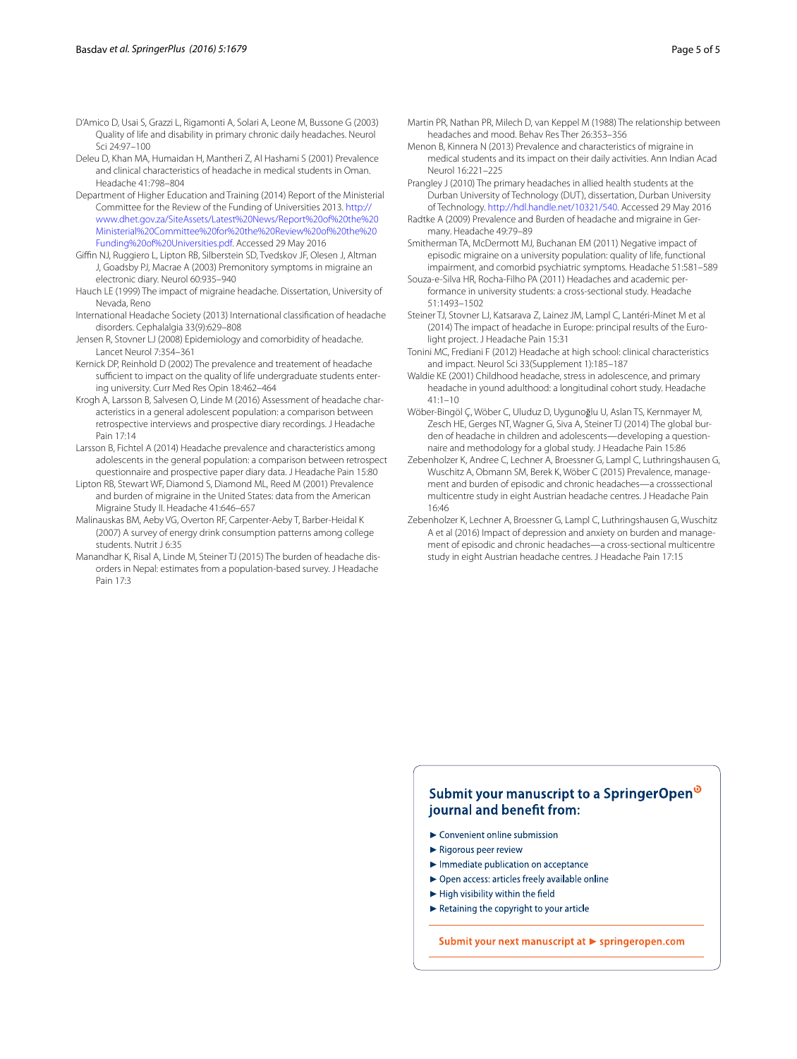D'Amico D, Usai S, Grazzi L, Rigamonti A, Solari A, Leone M, Bussone G (2003) Quality of life and disability in primary chronic daily headaches. Neurol Sci 24:97–100

Deleu D, Khan MA, Humaidan H, Mantheri Z, Al Hashami S (2001) Prevalence and clinical characteristics of headache in medical students in Oman. Headache 41:798–804

Department of Higher Education and Training (2014) Report of the Ministerial Committee for the Review of the Funding of Universities 2013. http://www.dhet.gov.za/SiteAssets/Latest%20News/Report%20of%20the%20Ministerial%20Committee%20for%20the%20Review%20of%20the%20Funding%20of%20Universities.pdf. Accessed 29 May 2016

Giffin NJ, Ruggiero L, Lipton RB, Silberstein SD, Tvedskov JF, Olesen J, Altman J, Goadsby PJ, Macrae A (2003) Premonitory symptoms in migraine an electronic diary. Neurol 60:935–940

Hauch LE (1999) The impact of migraine headache. Dissertation, University of Nevada, Reno

International Headache Society (2013) International classification of headache disorders. Cephalalgia 33(9):629–808

Jensen R, Stovner LJ (2008) Epidemiology and comorbidity of headache. Lancet Neurol 7:354–361

Kernick DP, Reinhold D (2002) The prevalence and treatement of headache sufficient to impact on the quality of life undergraduate students entering university. Curr Med Res Opin 18:462–464

Krogh A, Larsson B, Salvesen O, Linde M (2016) Assessment of headache characteristics in a general adolescent population: a comparison between retrospective interviews and prospective diary recordings. J Headache Pain 17:14

Larsson B, Fichtel A (2014) Headache prevalence and characteristics among adolescents in the general population: a comparison between retrospect questionnaire and prospective paper diary data. J Headache Pain 15:80

Lipton RB, Stewart WF, Diamond S, Diamond ML, Reed M (2001) Prevalence and burden of migraine in the United States: data from the American Migraine Study II. Headache 41:646–657

Malinauskas BM, Aeby VG, Overton RF, Carpenter-Aeby T, Barber-Heidal K (2007) A survey of energy drink consumption patterns among college students. Nutrit J 6:35

Manandhar K, Risal A, Linde M, Steiner TJ (2015) The burden of headache disorders in Nepal: estimates from a population-based survey. J Headache Pain 17:3

Martin PR, Nathan PR, Milech D, van Keppel M (1988) The relationship between headaches and mood. Behav Res Ther 26:353–356

Menon B, Kinnera N (2013) Prevalence and characteristics of migraine in medical students and its impact on their daily activities. Ann Indian Acad Neurol 16:221–225

Prangley J (2010) The primary headaches in allied health students at the Durban University of Technology (DUT), dissertation, Durban University of Technology. http://hdl.handle.net/10321/540. Accessed 29 May 2016

Radtke A (2009) Prevalence and Burden of headache and migraine in Germany. Headache 49:79–89

Smitherman TA, McDermott MJ, Buchanan EM (2011) Negative impact of episodic migraine on a university population: quality of life, functional impairment, and comorbid psychiatric symptoms. Headache 51:581–589

Souza-e-Silva HR, Rocha-Filho PA (2011) Headaches and academic performance in university students: a cross-sectional study. Headache 51:1493–1502

Steiner TJ, Stovner LJ, Katsarava Z, Lainez JM, Lampl C, Lantéri-Minet M et al (2014) The impact of headache in Europe: principal results of the Eurolight project. J Headache Pain 15:31

Tonini MC, Frediani F (2012) Headache at high school: clinical characteristics and impact. Neurol Sci 33(Supplement 1):185–187

Waldie KE (2001) Childhood headache, stress in adolescence, and primary headache in yound adulthood: a longitudinal cohort study. Headache 41:1–10

Wöber-Bingöl Ç, Wöber C, Uluduz D, Uygunoğlu U, Aslan TS, Kernmayer M, Zesch HE, Gerges NT, Wagner G, Siva A, Steiner TJ (2014) The global burden of headache in children and adolescents—developing a questionnaire and methodology for a global study. J Headache Pain 15:86

Zebenholzer K, Andree C, Lechner A, Broessner G, Lampl C, Luthringshausen G, Wuschitz A, Obmann SM, Berek K, Wöber C (2015) Prevalence, management and burden of episodic and chronic headaches—a crosssectional multicentre study in eight Austrian headache centres. J Headache Pain 16:46

Zebenholzer K, Lechner A, Broessner G, Lampl C, Luthringshausen G, Wuschitz A et al (2016) Impact of depression and anxiety on burden and management of episodic and chronic headaches—a cross-sectional multicentre study in eight Austrian headache centres. J Headache Pain 17:15

**Submit your manuscript to a SpringerOpen journal and benefit from:**

- ► Convenient online submission
- ► Rigorous peer review
- ► Immediate publication on acceptance
- ► Open access: articles freely available online
- ► High visibility within the field
- ► Retaining the copyright to your article

**Submit your next manuscript at ► springeropen.com**